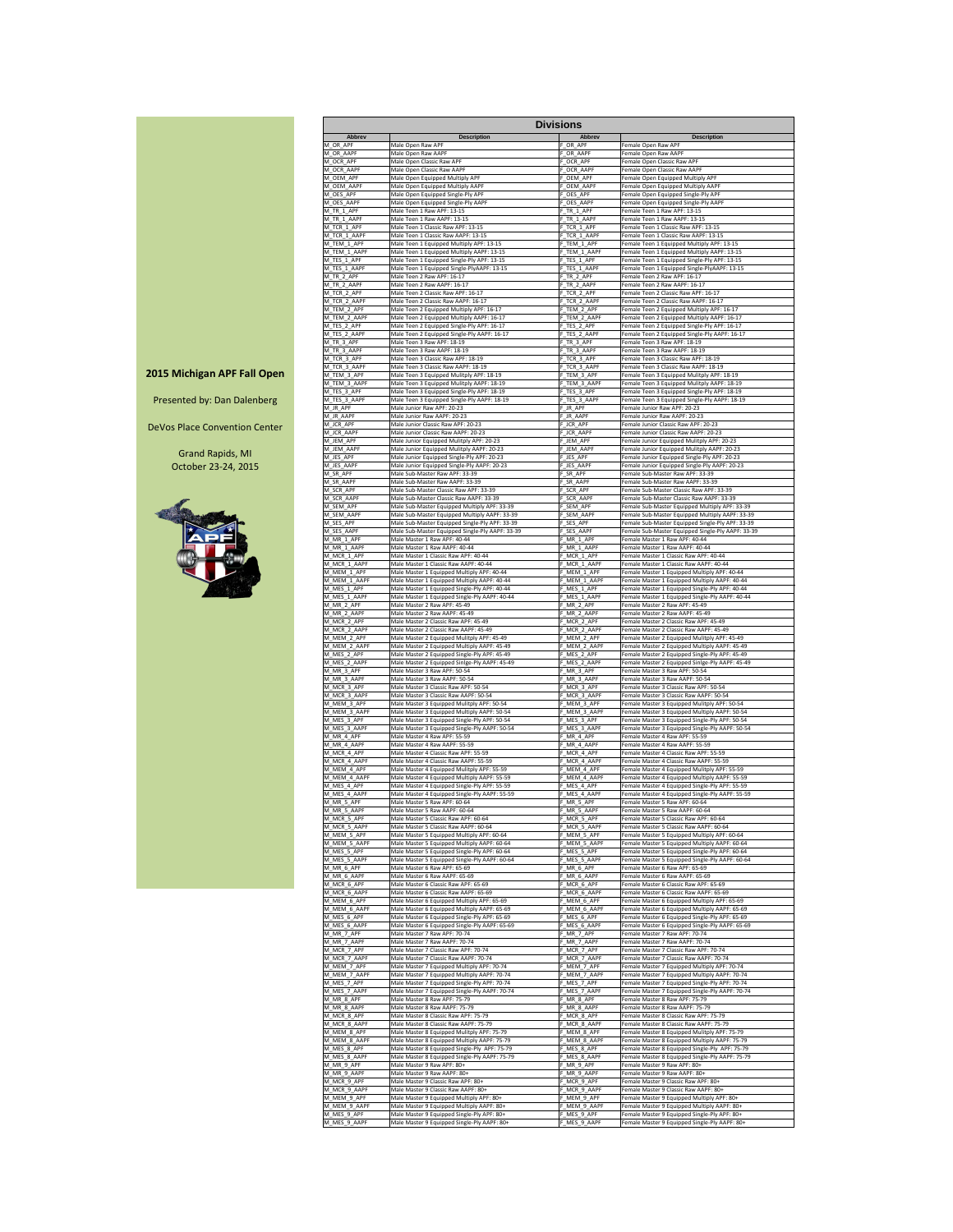**2015 Michigan APF Fall Open**

Presented by: Dan Dalenberg

DeVos Place Convention Center

Grand Rapids, MI
October 23-24, 2015

## Divisions

| Abbrev | Description | Abbrev | Description |
|---|---|---|---|
| M_OR_APF | Male Open Raw APF | F_OR_APF | Female Open Raw APF |
| M_OR_AAPF | Male Open Raw AAPF | F_OR_AAPF | Female Open Raw AAPF |
| M_OCR_APF | Male Open Classic Raw APF | F_OCR_APF | Female Open Classic Raw APF |
| M_OCR_AAPF | Male Open Classic Raw AAPF | F_OCR_AAPF | Female Open Classic Raw AAPF |
| M_OEM_APF | Male Open Equipped Multiply APF | F_OEM_APF | Female Open Equipped Multiply APF |
| M_OEM_AAPF | Male Open Equipped Multiply AAPF | F_OEM_AAPF | Female Open Equipped Multiply AAPF |
| M_OES_APF | Male Open Equipped Single-Ply APF | F_OES_APF | Female Open Equipped Single-Ply APF |
| M_OES_AAPF | Male Open Equipped Single-Ply AAPF | F_OES_AAPF | Female Open Equipped Single-Ply AAPF |
| M_TR_1_APF | Male Teen 1 Raw APF: 13-15 | F_TR_1_APF | Female Teen 1 Raw APF: 13-15 |
| M_TR_1_AAPF | Male Teen 1 Raw AAPF: 13-15 | F_TR_1_AAPF | Female Teen 1 Raw AAPF: 13-15 |
| M_TCR_1_APF | Male Teen 1 Classic Raw APF: 13-15 | F_TCR_1_APF | Female Teen 1 Classic Raw APF: 13-15 |
| M_TCR_1_AAPF | Male Teen 1 Classic Raw AAPF: 13-15 | F_TCR_1_AAPF | Female Teen 1 Classic Raw AAPF: 13-15 |
| M_TEM_1_APF | Male Teen 1 Equipped Multiply APF: 13-15 | F_TEM_1_APF | Female Teen 1 Equipped Multiply APF: 13-15 |
| M_TEM_1_AAPF | Male Teen 1 Equipped Multiply AAPF: 13-15 | F_TEM_1_AAPF | Female Teen 1 Equipped Multiply AAPF: 13-15 |
| M_TES_1_APF | Male Teen 1 Equipped Single-Ply APF: 13-15 | F_TES_1_APF | Female Teen 1 Equipped Single-Ply APF: 13-15 |
| M_TES_1_AAPF | Male Teen 1 Equipped Single-PlyAAPF: 13-15 | F_TES_1_AAPF | Female Teen 1 Equipped Single-PlyAAPF: 13-15 |
| M_TR_2_APF | Male Teen 2 Raw APF: 16-17 | F_TR_2_APF | Female Teen 2 Raw APF: 16-17 |
| M_TR_2_AAPF | Male Teen 2 Raw AAPF: 16-17 | F_TR_2_AAPF | Female Teen 2 Raw AAPF: 16-17 |
| M_TCR_2_APF | Male Teen 2 Classic Raw APF: 16-17 | F_TCR_2_APF | Female Teen 2 Classic Raw APF: 16-17 |
| M_TCR_2_AAPF | Male Teen 2 Classic Raw AAPF: 16-17 | F_TCR_2_AAPF | Female Teen 2 Classic Raw AAPF: 16-17 |
| M_TEM_2_APF | Male Teen 2 Equipped Multiply APF: 16-17 | F_TEM_2_APF | Female Teen 2 Equipped Multiply APF: 16-17 |
| M_TEM_2_AAPF | Male Teen 2 Equipped Multiply AAPF: 16-17 | F_TEM_2_AAPF | Female Teen 2 Equipped Multiply AAPF: 16-17 |
| M_TES_2_APF | Male Teen 2 Equipped Single-Ply APF: 16-17 | F_TES_2_APF | Female Teen 2 Equipped Single-Ply APF: 16-17 |
| M_TES_2_AAPF | Male Teen 2 Equipped Single-Ply AAPF: 16-17 | F_TES_2_AAPF | Female Teen 2 Equipped Single-Ply AAPF: 16-17 |
| M_TR_3_APF | Male Teen 3 Raw APF: 18-19 | F_TR_3_APF | Female Teen 3 Raw APF: 18-19 |
| M_TR_3_AAPF | Male Teen 3 Raw AAPF: 18-19 | F_TR_3_AAPF | Female Teen 3 Raw AAPF: 18-19 |
| M_TCR_3_APF | Male Teen 3 Classic Raw APF: 18-19 | F_TCR_3_APF | Female Teen 3 Classic Raw APF: 18-19 |
| M_TCR_3_AAPF | Male Teen 3 Classic Raw AAPF: 18-19 | F_TCR_3_AAPF | Female Teen 3 Classic Raw AAPF: 18-19 |
| M_TEM_3_APF | Male Teen 3 Equipped Multiply APF: 18-19 | F_TEM_3_APF | Female Teen 3 Equipped Mulitply APF: 18-19 |
| M_TEM_3_AAPF | Male Teen 3 Equipped Multiply AAPF: 18-19 | F_TEM_3_AAPF | Female Teen 3 Equipped Mulitply AAPF: 18-19 |
| M_TES_3_APF | Male Teen 3 Equipped Single-Ply APF: 18-19 | F_TES_3_APF | Female Teen 3 Equipped Single-Ply APF: 18-19 |
| M_TES_3_AAPF | Male Teen 3 Equipped Single-Ply AAPF: 18-19 | F_TES_3_AAPF | Female Teen 3 Equipped Single-Ply AAPF: 18-19 |
| M_JR_APF | Male Junior Raw APF: 20-23 | F_JR_APF | Female Junior Raw APF: 20-23 |
| M_JR_AAPF | Male Junior Raw AAPF: 20-23 | F_JR_AAPF | Female Junior Raw AAPF: 20-23 |
| M_JCR_APF | Male Junior Classic Raw APF: 20-23 | F_JCR_APF | Female Junior Classic Raw APF: 20-23 |
| M_JCR_AAPF | Male Junior Classic Raw AAPF: 20-23 | F_JCR_AAPF | Female Junior Classic Raw AAPF: 20-23 |
| M_JEM_APF | Male Junior Equipped Mulitply APF: 20-23 | F_JEM_APF | Female Junior Equipped Mulitply APF: 20-23 |
| M_JEM_AAPF | Male Junior Equipped Mulitply AAPF: 20-23 | F_JEM_AAPF | Female Junior Equipped Mulitply AAPF: 20-23 |
| M_JES_APF | Male Junior Equipped Single-Ply APF: 20-23 | F_JES_APF | Female Junior Equipped Single-Ply APF: 20-23 |
| M_JES_AAPF | Male Junior Equipped Single-Ply AAPF: 20-23 | F_JES_AAPF | Female Junior Equipped Single-Ply AAPF: 20-23 |
| M_SR_APF | Male Sub-Master Raw APF: 33-39 | F_SR_APF | Female Sub-Master Raw APF: 33-39 |
| M_SR_AAPF | Male Sub-Master Raw AAPF: 33-39 | F_SR_AAPF | Female Sub-Master Raw AAPF: 33-39 |
| M_SCR_APF | Male Sub-Master Classic Raw APF: 33-39 | F_SCR_APF | Female Sub-Master Classic Raw APF: 33-39 |
| M_SCR_AAPF | Male Sub-Master Classic Raw AAPF: 33-39 | F_SCR_AAPF | Female Sub-Master Classic Raw AAPF: 33-39 |
| M_SEM_APF | Male Sub-Master Equipped Multiply APF: 33-39 | F_SEM_APF | Female Sub-Master Equipped Multiply APF: 33-39 |
| M_SEM_AAPF | Male Sub-Master Equipped Multiply AAPF: 33-39 | F_SEM_AAPF | Female Sub-Master Equipped Multiply AAPF: 33-39 |
| M_SES_APF | Male Sub-Master Equipped Single-Ply APF: 33-39 | F_SES_APF | Female Sub-Master Equipped Single-Ply APF: 33-39 |
| M_SES_AAPF | Male Sub-Master Equipped Single-Ply AAPF: 33-39 | F_SES_AAPF | Female Sub-Master Equipped Single-Ply AAPF: 33-39 |
| M_MR_1_APF | Male Master 1 Raw APF: 40-44 | F_MR_1_APF | Female Master 1 Raw APF: 40-44 |
| M_MR_1_AAPF | Male Master 1 Raw AAPF: 40-44 | F_MR_1_AAPF | Female Master 1 Raw AAPF: 40-44 |
| M_MCR_1_APF | Male Master 1 Classic Raw APF: 40-44 | F_MCR_1_APF | Female Master 1 Classic Raw APF: 40-44 |
| M_MCR_1_AAPF | Male Master 1 Classic Raw AAPF: 40-44 | F_MCR_1_AAPF | Female Master 1 Classic Raw AAPF: 40-44 |
| M_MEM_1_APF | Male Master 1 Equipped Multiply APF: 40-44 | F_MEM_1_APF | Female Master 1 Equipped Multiply APF: 40-44 |
| M_MEM_1_AAPF | Male Master 1 Equipped Multiply AAPF: 40-44 | F_MEM_1_AAPF | Female Master 1 Equipped Multiply AAPF: 40-44 |
| M_MES_1_APF | Male Master 1 Equipped Single-Ply APF: 40-44 | F_MES_1_APF | Female Master 1 Equipped Single-Ply APF: 40-44 |
| M_MES_1_AAPF | Male Master 1 Equipped Single-Ply AAPF: 40-44 | F_MES_1_AAPF | Female Master 1 Equipped Single-Ply AAPF: 40-44 |
| M_MR_2_APF | Male Master 2 Raw APF: 45-49 | F_MR_2_APF | Female Master 2 Raw APF: 45-49 |
| M_MR_2_AAPF | Male Master 2 Raw AAPF: 45-49 | F_MR_2_AAPF | Female Master 2 Raw AAPF: 45-49 |
| M_MCR_2_APF | Male Master 2 Classic Raw APF: 45-49 | F_MCR_2_APF | Female Master 2 Classic Raw APF: 45-49 |
| M_MCR_2_AAPF | Male Master 2 Classic Raw AAPF: 45-49 | F_MCR_2_AAPF | Female Master 2 Classic Raw AAPF: 45-49 |
| M_MEM_2_APF | Male Master 2 Equipped Multiply APF: 45-49 | F_MEM_2_APF | Female Master 2 Equipped Multiply APF: 45-49 |
| M_MEM_2_AAPF | Male Master 2 Equipped Multiply AAPF: 45-49 | F_MEM_2_AAPF | Female Master 2 Equipped Multiply AAPF: 45-49 |
| M_MES_2_APF | Male Master 2 Equipped Single-Ply APF: 45-49 | F_MES_2_APF | Female Master 2 Equipped Single-Ply APF: 45-49 |
| M_MES_2_AAPF | Male Master 2 Equipped Snilge-Ply AAPF: 45-49 | F_MES_2_AAPF | Female Master 2 Equipped Snilge-Ply AAPF: 45-49 |
| M_MR_3_APF | Male Master 3 Raw APF: 50-54 | F_MR_3_APF | Female Master 3 Raw APF: 50-54 |
| M_MR_3_AAPF | Male Master 3 Raw AAPF: 50-54 | F_MR_3_AAPF | Female Master 3 Raw AAPF: 50-54 |
| M_MCR_3_APF | Male Master 3 Classic Raw APF: 50-54 | F_MCR_3_APF | Female Master 3 Classic Raw APF: 50-54 |
| M_MCR_3_AAPF | Male Master 3 Classic Raw AAPF: 50-54 | F_MCR_3_AAPF | Female Master 3 Classic Raw AAPF: 50-54 |
| M_MEM_3_APF | Male Master 3 Equipped Multiply APF: 50-54 | F_MEM_3_APF | Female Master 3 Equipped Multiply APF: 50-54 |
| M_MEM_3_AAPF | Male Master 3 Equipped Multiply AAPF: 50-54 | F_MEM_3_AAPF | Female Master 3 Equipped Multiply AAPF: 50-54 |
| M_MES_3_APF | Male Master 3 Equipped Single-Ply APF: 50-54 | F_MES_3_APF | Female Master 3 Equipped Single-Ply APF: 50-54 |
| M_MES_3_AAPF | Male Master 3 Equipped Single-Ply AAPF: 50-54 | F_MES_3_AAPF | Female Master 3 Equipped Single-Ply AAPF: 50-54 |
| M_MR_4_APF | Male Master 4 Raw APF: 55-59 | F_MR_4_APF | Female Master 4 Raw APF: 55-59 |
| M_MR_4_AAPF | Male Master 4 Raw AAPF: 55-59 | F_MR_4_AAPF | Female Master 4 Raw AAPF: 55-59 |
| M_MCR_4_APF | Male Master 4 Classic Raw APF: 55-59 | F_MCR_4_APF | Female Master 4 Classic Raw APF: 55-59 |
| M_MCR_4_AAPF | Male Master 4 Classic Raw AAPF: 55-59 | F_MCR_4_AAPF | Female Master 4 Classic Raw AAPF: 55-59 |
| M_MEM_4_APF | Male Master 4 Equipped Multiply APF: 55-59 | F_MEM_4_APF | Female Master 4 Equipped Multiply APF: 55-59 |
| M_MEM_4_AAPF | Male Master 4 Equipped Multiply AAPF: 55-59 | F_MEM_4_AAPF | Female Master 4 Equipped Multiply AAPF: 55-59 |
| M_MES_4_APF | Male Master 4 Equipped Single-Ply APF: 55-59 | F_MES_4_APF | Female Master 4 Equipped Single-Ply APF: 55-59 |
| M_MES_4_AAPF | Male Master 4 Equipped Single-Ply AAPF: 55-59 | F_MES_4_AAPF | Female Master 4 Equipped Single-Ply AAPF: 55-59 |
| M_MR_5_APF | Male Master 5 Raw APF: 60-64 | F_MR_5_APF | Female Master 5 Raw APF: 60-64 |
| M_MR_5_AAPF | Male Master 5 Raw AAPF: 60-64 | F_MR_5_AAPF | Female Master 5 Raw AAPF: 60-64 |
| M_MCR_5_APF | Male Master 5 Classic Raw APF: 60-64 | F_MCR_5_APF | Female Master 5 Classic Raw APF: 60-64 |
| M_MCR_5_AAPF | Male Master 5 Classic Raw AAPF: 60-64 | F_MCR_5_AAPF | Female Master 5 Classic Raw AAPF: 60-64 |
| M_MEM_5_APF | Male Master 5 Equipped Multiply APF: 60-64 | F_MEM_5_APF | Female Master 5 Equipped Multiply APF: 60-64 |
| M_MEM_5_AAPF | Male Master 5 Equipped Multiply AAPF: 60-64 | F_MEM_5_AAPF | Female Master 5 Equipped Multiply AAPF: 60-64 |
| M_MES_5_APF | Male Master 5 Equipped Single-Ply APF: 60-64 | F_MES_5_APF | Female Master 5 Equipped Single-Ply APF: 60-64 |
| M_MES_5_AAPF | Male Master 5 Equipped Single-Ply AAPF: 60-64 | F_MES_5_AAPF | Female Master 5 Equipped Single-Ply AAPF: 60-64 |
| M_MR_6_APF | Male Master 6 Raw APF: 65-69 | F_MR_6_APF | Female Master 6 Raw APF: 65-69 |
| M_MR_6_AAPF | Male Master 6 Raw AAPF: 65-69 | F_MR_6_AAPF | Female Master 6 Raw AAPF: 65-69 |
| M_MCR_6_APF | Male Master 6 Classic Raw APF: 65-69 | F_MCR_6_APF | Female Master 6 Classic Raw APF: 65-69 |
| M_MCR_6_AAPF | Male Master 6 Classic Raw AAPF: 65-69 | F_MCR_6_AAPF | Female Master 6 Classic Raw AAPF: 65-69 |
| M_MEM_6_APF | Male Master 6 Equipped Multiply APF: 65-69 | F_MEM_6_APF | Female Master 6 Equipped Multiply APF: 65-69 |
| M_MEM_6_AAPF | Male Master 6 Equipped Multiply AAPF: 65-69 | F_MEM_6_AAPF | Female Master 6 Equipped Multiply AAPF: 65-69 |
| M_MES_6_APF | Male Master 6 Equipped Single-Ply APF: 65-69 | F_MES_6_APF | Female Master 6 Equipped Single-Ply APF: 65-69 |
| M_MES_6_AAPF | Male Master 6 Equipped Single-Ply APF: 65-69 | F_MES_6_AAPF | Female Master 6 Equipped Single-Ply AAPF: 65-69 |
| M_MR_7_APF | Male Master 7 Raw APF: 70-74 | F_MR_7_APF | Female Master 7 Raw APF: 70-74 |
| M_MR_7_AAPF | Male Master 7 Raw AAPF: 70-74 | F_MR_7_AAPF | Female Master 7 Raw AAPF: 70-74 |
| M_MCR_7_APF | Male Master 7 Classic Raw APF: 70-74 | F_MCR_7_APF | Female Master 7 Classic Raw APF: 70-74 |
| M_MCR_7_AAPF | Male Master 7 Classic Raw AAPF: 70-74 | F_MCR_7_AAPF | Female Master 7 Classic Raw AAPF: 70-74 |
| M_MEM_7_APF | Male Master 7 Equipped Multiply APF: 70-74 | F_MEM_7_APF | Female Master 7 Equipped Multiply APF: 70-74 |
| M_MEM_7_AAPF | Male Master 7 Equipped Multiply AAPF: 70-74 | F_MEM_7_AAPF | Female Master 7 Equipped Multiply AAPF: 70-74 |
| M_MES_7_APF | Male Master 7 Equipped Single-Ply APF: 70-74 | F_MES_7_APF | Female Master 7 Equipped Single-Ply APF: 70-74 |
| M_MES_7_AAPF | Male Master 7 Equipped Single-Ply AAPF: 70-74 | F_MES_7_AAPF | Female Master 7 Equipped Single-Ply AAPF: 70-74 |
| M_MR_8_APF | Male Master 8 Raw APF: 75-79 | F_MR_8_APF | Female Master 8 Raw APF: 75-79 |
| M_MR_8_AAPF | Male Master 8 Raw AAPF: 75-79 | F_MR_8_AAPF | Female Master 8 Raw AAPF: 75-79 |
| M_MCR_8_APF | Male Master 8 Classic Raw APF: 75-79 | F_MCR_8_APF | Female Master 8 Classic Raw APF: 75-79 |
| M_MCR_8_AAPF | Male Master 8 Classic Raw AAPF: 75-79 | F_MCR_8_AAPF | Female Master 8 Classic Raw AAPF: 75-79 |
| M_MEM_8_APF | Male Master 8 Equipped Multiply APF: 75-79 | F_MEM_8_APF | Female Master 8 Equipped Multiply APF: 75-79 |
| M_MEM_8_AAPF | Male Master 8 Equipped Multiply AAPF: 75-79 | F_MEM_8_AAPF | Female Master 8 Equipped Multiply AAPF: 75-79 |
| M_MES_8_APF | Male Master 8 Equipped Single-Ply APF: 75-79 | F_MES_8_APF | Female Master 8 Equipped Single-Ply APF: 75-79 |
| M_MES_8_AAPF | Male Master 8 Equipped Single-Ply AAPF: 75-79 | F_MES_8_AAPF | Female Master 8 Equipped Single-Ply AAPF: 75-79 |
| M_MR_9_APF | Male Master 9 Raw APF: 80+ | F_MR_9_APF | Female Master 9 Raw APF: 80+ |
| M_MR_9_AAPF | Male Master 9 Raw AAPF: 80+ | F_MR_9_AAPF | Female Master 9 Raw AAPF: 80+ |
| M_MCR_9_APF | Male Master 9 Classic Raw APF: 80+ | F_MCR_9_APF | Female Master 9 Classic Raw APF: 80+ |
| M_MCR_9_AAPF | Male Master 9 Classic Raw AAPF: 80+ | F_MCR_9_AAPF | Female Master 9 Classic Raw AAPF: 80+ |
| M_MEM_9_APF | Male Master 9 Equipped Multiply APF: 80+ | F_MEM_9_APF | Female Master 9 Equipped Multiply APF: 80+ |
| M_MEM_9_AAPF | Male Master 9 Equipped Multiply AAPF: 80+ | F_MEM_9_AAPF | Female Master 9 Equipped Multiply AAPF: 80+ |
| M_MES_9_APF | Male Master 9 Equipped Single-Ply APF: 80+ | F_MES_9_APF | Female Master 9 Equipped Single-Ply APF: 80+ |
| M_MES_9_AAPF | Male Master 9 Equipped Single-Ply AAPF: 80+ | F_MES_9_AAPF | Female Master 9 Equipped Single-Ply AAPF: 80+ |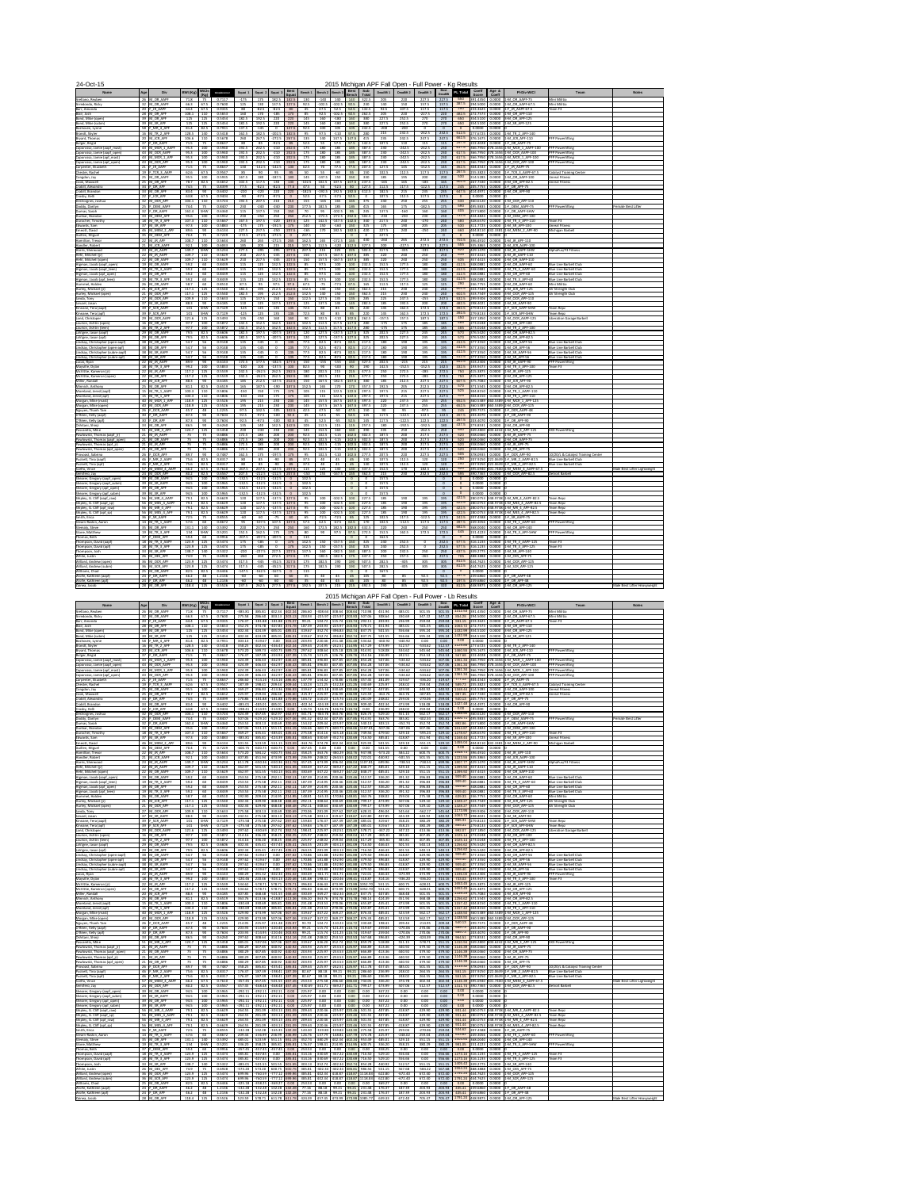24-Oct-15

# 2015 Michigan APF Fall Open - Full Power - Kg Results

| Name | Age | Div | BWt (Kg) | WtCls (Kg) | Glossbrenner | Squat 1 | Squat 2 | Squat 3 | Best Squat | Bench 1 | Bench 2 | Bench 3 | Best Bench | Sub Total | Deadlift 1 | Deadlift 2 | Deadlift 3 | Best Deadlift | PL Total | Coeff Score | Age & Coeff | Pl-Div-WtCl | Team | Notes |
|---|---|---|---|---|---|---|---|---|---|---|---|---|---|---|---|---|---|---|---|---|---|---|---|---|

# 2015 Michigan APF Fall Open - Full Power - Lb Results

| Name | Age | Div | BWt (Kg) | WtCls (Kg) | Glossbrenner | Squat 1 | Squat 2 | Squat 3 | Best Squat | Bench 1 | Bench 2 | Bench 3 | Best Bench | Sub Total | Deadlift 1 | Deadlift 2 | Deadlift 3 | Best Deadlift | PL Total | Coeff Score | Age & Coeff | Pl-Div-WtCl | Team | Notes |
|---|---|---|---|---|---|---|---|---|---|---|---|---|---|---|---|---|---|---|---|---|---|---|---|---|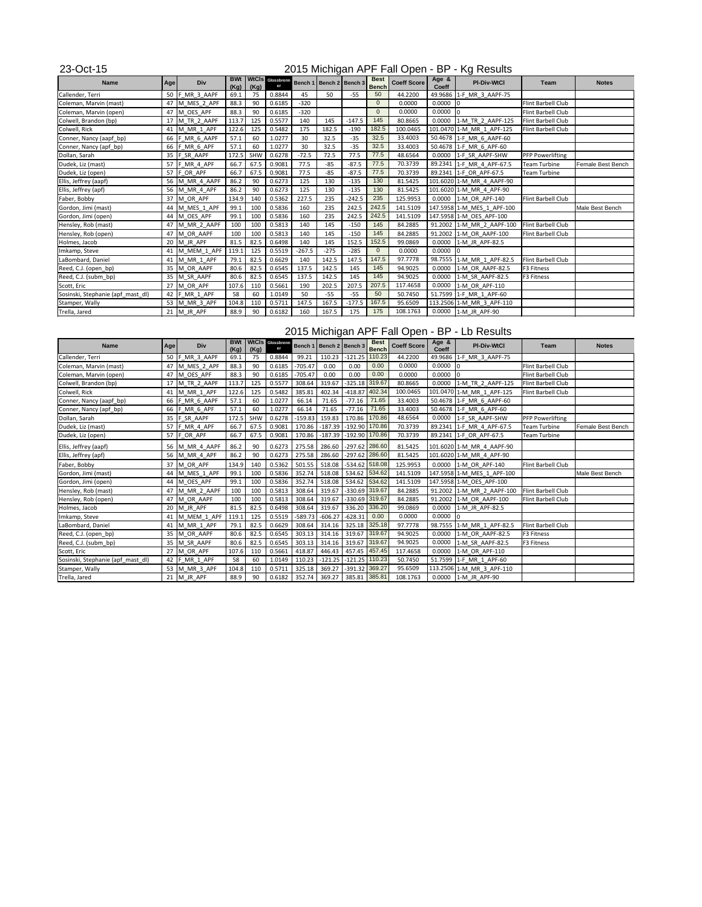23-Oct-15

## 2015 Michigan APF Fall Open - BP - Kg Results

| Name | Age | Div | BWt (Kg) | WtCls (Kg) | Glossbrenner | Bench 1 | Bench 2 | Bench 3 | Best Bench | Coeff Score | Age & Coeff | Pl-Div-WtCl | Team | Notes |
|---|---|---|---|---|---|---|---|---|---|---|---|---|---|---|
| Callender, Terri | 50 | F_MR_3_AAPF | 69.1 | 75 | 0.8844 | 45 | 50 | -55 | 50 | 44.2200 | 49.9686 | 1-F_MR_3_AAPF-75 | | |
| Coleman, Marvin (mast) | 47 | M_MES_2_APF | 88.3 | 90 | 0.6185 | -320 | | | 0 | 0.0000 | 0.0000 | 0 | Flint Barbell Club | |
| Coleman, Marvin (open) | 47 | M_OES_APF | 88.3 | 90 | 0.6185 | -320 | | | 0 | 0.0000 | 0.0000 | 0 | Flint Barbell Club | |
| Colwell, Brandon (bp) | 17 | M_TR_2_AAPF | 113.7 | 125 | 0.5577 | 140 | 145 | -147.5 | 145 | 80.8665 | 0.0000 | 1-M_TR_2_AAPF-125 | Flint Barbell Club | |
| Colwell, Rick | 41 | M_MR_1_APF | 122.6 | 125 | 0.5482 | 175 | 182.5 | -190 | 182.5 | 100.0465 | 101.0470 | 1-M_MR_1_APF-125 | Flint Barbell Club | |
| Conner, Nancy (aapf_bp) | 66 | F_MR_6_AAPF | 57.1 | 60 | 1.0277 | 30 | 32.5 | -35 | 32.5 | 33.4003 | 50.4678 | 1-F_MR_6_AAPF-60 | | |
| Conner, Nancy (apf_bp) | 66 | F_MR_6_APF | 57.1 | 60 | 1.0277 | 30 | 32.5 | -35 | 32.5 | 33.4003 | 50.4678 | 1-F_MR_6_APF-60 | | |
| Dollan, Sarah | 35 | F_SR_AAPF | 172.5 | SHW | 0.6278 | -72.5 | 72.5 | 77.5 | 77.5 | 48.6564 | 0.0000 | 1-F_SR_AAPF-SHW | PFP Powerlifting | |
| Dudek, Liz (mast) | 57 | F_MR_4_APF | 66.7 | 67.5 | 0.9081 | 77.5 | -85 | -87.5 | 77.5 | 70.3739 | 89.2341 | 1-F_MR_4_APF-67.5 | Team Turbine | Female Best Bench |
| Dudek, Liz (open) | 57 | F_OR_APF | 66.7 | 67.5 | 0.9081 | 77.5 | -85 | -87.5 | 77.5 | 70.3739 | 89.2341 | 1-F_OR_APF-67.5 | Team Turbine | |
| Ellis, Jeffrey (aapf) | 56 | M_MR_4_AAPF | 86.2 | 90 | 0.6273 | 125 | 130 | -135 | 130 | 81.5425 | 101.6020 | 1-M_MR_4_AAPF-90 | | |
| Ellis, Jeffrey (apf) | 56 | M_MR_4_APF | 86.2 | 90 | 0.6273 | 125 | 130 | -135 | 130 | 81.5425 | 101.6020 | 1-M_MR_4_APF-90 | | |
| Faber, Bobby | 37 | M_OR_APF | 134.9 | 140 | 0.5362 | 227.5 | 235 | -242.5 | 235 | 125.9953 | 0.0000 | 1-M_OR_APF-140 | Flint Barbell Club | |
| Gordon, Jimi (mast) | 44 | M_MES_1_APF | 99.1 | 100 | 0.5836 | 160 | 235 | 242.5 | 242.5 | 141.5109 | 147.5958 | 1-M_MES_1_APF-100 | | Male Best Bench |
| Gordon, Jimi (open) | 44 | M_OES_APF | 99.1 | 100 | 0.5836 | 160 | 235 | 242.5 | 242.5 | 141.5109 | 147.5958 | 1-M_OES_APF-100 | | |
| Hensley, Rob (mast) | 47 | M_MR_2_AAPF | 100 | 100 | 0.5813 | 140 | 145 | -150 | 145 | 84.2885 | 91.2002 | 1-M_MR_2_AAPF-100 | Flint Barbell Club | |
| Hensley, Rob (open) | 47 | M_OR_AAPF | 100 | 100 | 0.5813 | 140 | 145 | -150 | 145 | 84.2885 | 91.2002 | 1-M_OR_AAPF-100 | Flint Barbell Club | |
| Holmes, Jacob | 20 | M_JR_APF | 81.5 | 82.5 | 0.6498 | 140 | 145 | 152.5 | 152.5 | 99.0869 | 0.0000 | 1-M_JR_APF-82.5 | | |
| Imkamp, Steve | 41 | M_MEM_1_APF | 119.1 | 125 | 0.5519 | -267.5 | -275 | -285 | 0 | 0.0000 | 0.0000 | 0 | | |
| LaBombard, Daniel | 41 | M_MR_1_APF | 79.1 | 82.5 | 0.6629 | 140 | 142.5 | 147.5 | 147.5 | 97.7778 | 98.7555 | 1-M_MR_1_APF-82.5 | Flint Barbell Club | |
| Reed, C.J. (open_bp) | 35 | M_OR_AAPF | 80.6 | 82.5 | 0.6545 | 137.5 | 142.5 | 145 | 145 | 94.9025 | 0.0000 | 1-M_OR_AAPF-82.5 | F3 Fitness | |
| Reed, C.J. (subm_bp) | 35 | M_SR_AAPF | 80.6 | 82.5 | 0.6545 | 137.5 | 142.5 | 145 | 145 | 94.9025 | 0.0000 | 1-M_SR_AAPF-82.5 | F3 Fitness | |
| Scott, Eric | 27 | M_OR_APF | 107.6 | 110 | 0.5661 | 190 | 202.5 | 207.5 | 207.5 | 117.4658 | 0.0000 | 1-M_OR_APF-110 | | |
| Sosinski, Stephanie (apf_mast_dl) | 42 | F_MR_1_APF | 58 | 60 | 1.0149 | 50 | -55 | -55 | 50 | 50.7450 | 51.7599 | 1-F_MR_1_APF-60 | | |
| Stamper, Wally | 53 | M_MR_3_APF | 104.8 | 110 | 0.5711 | 147.5 | 167.5 | -177.5 | 167.5 | 95.6509 | 113.2506 | 1-M_MR_3_APF-110 | | |
| Trella, Jared | 21 | M_JR_APF | 88.9 | 90 | 0.6182 | 160 | 167.5 | 175 | 175 | 108.1763 | 0.0000 | 1-M_JR_APF-90 | | |

## 2015 Michigan APF Fall Open - BP - Lb Results

| Name | Age | Div | BWt (Kg) | WtCls (Kg) | Glossbrenner | Bench 1 | Bench 2 | Bench 3 | Best Bench | Coeff Score | Age & Coeff | Pl-Div-WtCl | Team | Notes |
|---|---|---|---|---|---|---|---|---|---|---|---|---|---|---|
| Callender, Terri | 50 | F_MR_3_AAPF | 69.1 | 75 | 0.8844 | 99.21 | 110.23 | -121.25 | 110.23 | 44.2200 | 49.9686 | 1-F_MR_3_AAPF-75 | | |
| Coleman, Marvin (mast) | 47 | M_MES_2_APF | 88.3 | 90 | 0.6185 | -705.47 | 0.00 | 0.00 | 0.00 | 0.0000 | 0.0000 | 0 | Flint Barbell Club | |
| Coleman, Marvin (open) | 47 | M_OES_APF | 88.3 | 90 | 0.6185 | -705.47 | 0.00 | 0.00 | 0.00 | 0.0000 | 0.0000 | 0 | Flint Barbell Club | |
| Colwell, Brandon (bp) | 17 | M_TR_2_AAPF | 113.7 | 125 | 0.5577 | 308.64 | 319.67 | -325.18 | 319.67 | 80.8665 | 0.0000 | 1-M_TR_2_AAPF-125 | Flint Barbell Club | |
| Colwell, Rick | 41 | M_MR_1_APF | 122.6 | 125 | 0.5482 | 385.81 | 402.34 | -418.87 | 402.34 | 100.0465 | 101.0470 | 1-M_MR_1_APF-125 | Flint Barbell Club | |
| Conner, Nancy (aapf_bp) | 66 | F_MR_6_AAPF | 57.1 | 60 | 1.0277 | 66.14 | 71.65 | -77.16 | 71.65 | 33.4003 | 50.4678 | 1-F_MR_6_AAPF-60 | | |
| Conner, Nancy (apf_bp) | 66 | F_MR_6_APF | 57.1 | 60 | 1.0277 | 66.14 | 71.65 | -77.16 | 71.65 | 33.4003 | 50.4678 | 1-F_MR_6_APF-60 | | |
| Dollan, Sarah | 35 | F_SR_AAPF | 172.5 | SHW | 0.6278 | -159.83 | 159.83 | 170.86 | 170.86 | 48.6564 | 0.0000 | 1-F_SR_AAPF-SHW | PFP Powerlifting | |
| Dudek, Liz (mast) | 57 | F_MR_4_APF | 66.7 | 67.5 | 0.9081 | 170.86 | -187.39 | -192.90 | 170.86 | 70.3739 | 89.2341 | 1-F_MR_4_APF-67.5 | Team Turbine | Female Best Bench |
| Dudek, Liz (open) | 57 | F_OR_APF | 66.7 | 67.5 | 0.9081 | 170.86 | -187.39 | -192.90 | 170.86 | 70.3739 | 89.2341 | 1-F_OR_APF-67.5 | Team Turbine | |
| Ellis, Jeffrey (aapf) | 56 | M_MR_4_AAPF | 86.2 | 90 | 0.6273 | 275.58 | 286.60 | -297.62 | 286.60 | 81.5425 | 101.6020 | 1-M_MR_4_AAPF-90 | | |
| Ellis, Jeffrey (apf) | 56 | M_MR_4_APF | 86.2 | 90 | 0.6273 | 275.58 | 286.60 | -297.62 | 286.60 | 81.5425 | 101.6020 | 1-M_MR_4_APF-90 | | |
| Faber, Bobby | 37 | M_OR_APF | 134.9 | 140 | 0.5362 | 501.55 | 518.08 | -534.62 | 518.08 | 125.9953 | 0.0000 | 1-M_OR_APF-140 | Flint Barbell Club | |
| Gordon, Jimi (mast) | 44 | M_MES_1_APF | 99.1 | 100 | 0.5836 | 352.74 | 518.08 | 534.62 | 534.62 | 141.5109 | 147.5958 | 1-M_MES_1_APF-100 | | Male Best Bench |
| Gordon, Jimi (open) | 44 | M_OES_APF | 99.1 | 100 | 0.5836 | 352.74 | 518.08 | 534.62 | 534.62 | 141.5109 | 147.5958 | 1-M_OES_APF-100 | | |
| Hensley, Rob (mast) | 47 | M_MR_2_AAPF | 100 | 100 | 0.5813 | 308.64 | 319.67 | -330.69 | 319.67 | 84.2885 | 91.2002 | 1-M_MR_2_AAPF-100 | Flint Barbell Club | |
| Hensley, Rob (open) | 47 | M_OR_AAPF | 100 | 100 | 0.5813 | 308.64 | 319.67 | -330.69 | 319.67 | 84.2885 | 91.2002 | 1-M_OR_AAPF-100 | Flint Barbell Club | |
| Holmes, Jacob | 20 | M_JR_APF | 81.5 | 82.5 | 0.6498 | 308.64 | 319.67 | 336.20 | 336.20 | 99.0869 | 0.0000 | 1-M_JR_APF-82.5 | | |
| Imkamp, Steve | 41 | M_MEM_1_APF | 119.1 | 125 | 0.5519 | -589.73 | -606.27 | -628.31 | 0.00 | 0.0000 | 0.0000 | 0 | | |
| LaBombard, Daniel | 41 | M_MR_1_APF | 79.1 | 82.5 | 0.6629 | 308.64 | 314.16 | 325.18 | 325.18 | 97.7778 | 98.7555 | 1-M_MR_1_APF-82.5 | Flint Barbell Club | |
| Reed, C.J. (open_bp) | 35 | M_OR_AAPF | 80.6 | 82.5 | 0.6545 | 303.13 | 314.16 | 319.67 | 319.67 | 94.9025 | 0.0000 | 1-M_OR_AAPF-82.5 | F3 Fitness | |
| Reed, C.J. (subm_bp) | 35 | M_SR_AAPF | 80.6 | 82.5 | 0.6545 | 303.13 | 314.16 | 319.67 | 319.67 | 94.9025 | 0.0000 | 1-M_SR_AAPF-82.5 | F3 Fitness | |
| Scott, Eric | 27 | M_OR_APF | 107.6 | 110 | 0.5661 | 418.87 | 446.43 | 457.45 | 457.45 | 117.4658 | 0.0000 | 1-M_OR_APF-110 | | |
| Sosinski, Stephanie (apf_mast_dl) | 42 | F_MR_1_APF | 58 | 60 | 1.0149 | 110.23 | -121.25 | -121.25 | 110.23 | 50.7450 | 51.7599 | 1-F_MR_1_APF-60 | | |
| Stamper, Wally | 53 | M_MR_3_APF | 104.8 | 110 | 0.5711 | 325.18 | 369.27 | -391.32 | 369.27 | 95.6509 | 113.2506 | 1-M_MR_3_APF-110 | | |
| Trella, Jared | 21 | M_JR_APF | 88.9 | 90 | 0.6182 | 352.74 | 369.27 | 385.81 | 385.81 | 108.1763 | 0.0000 | 1-M_JR_APF-90 | | |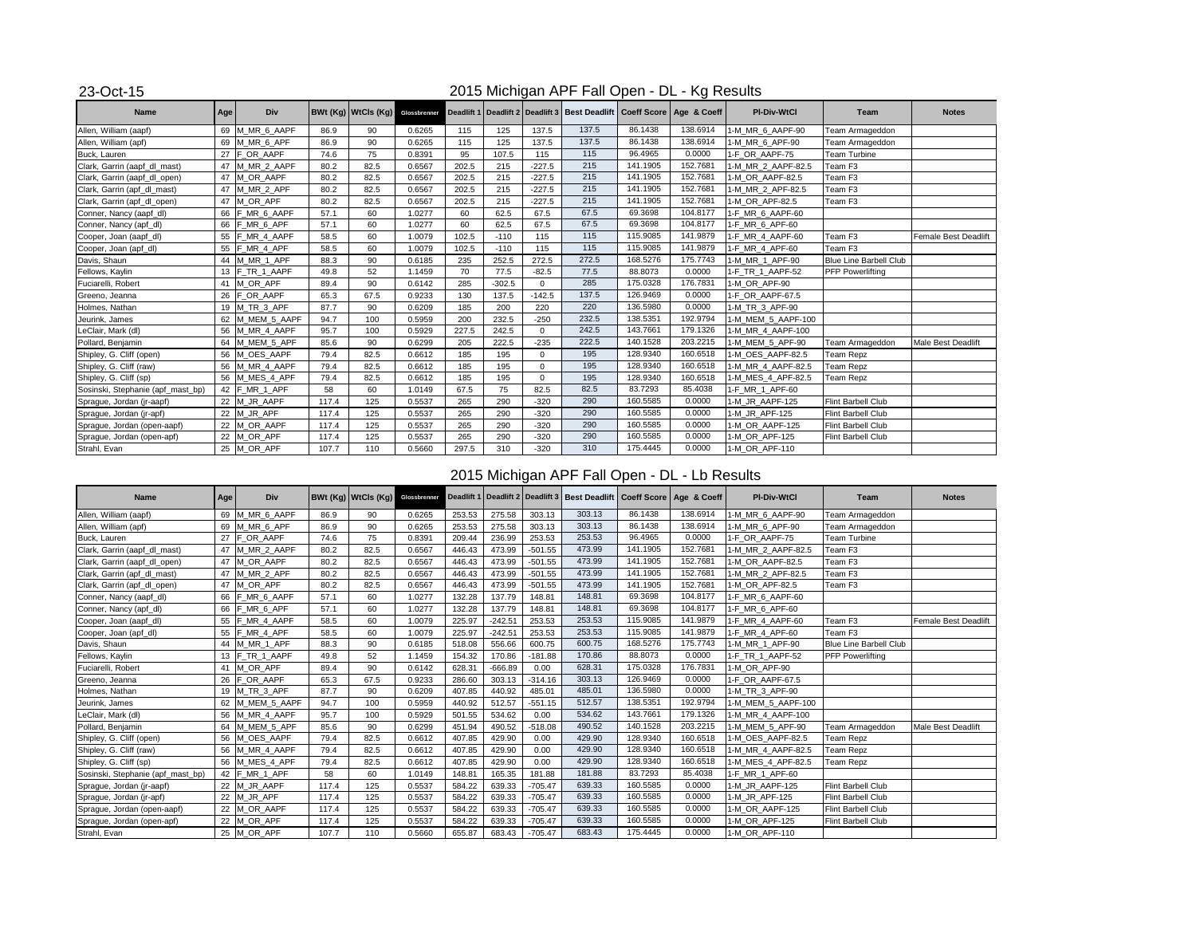23-Oct-15

# 2015 Michigan APF Fall Open - DL - Kg Results

| Name | Age | Div | BWt (Kg) | WtCls (Kg) | Glossbrenner | Deadlift 1 | Deadlift 2 | Deadlift 3 | Best Deadlift | Coeff Score | Age & Coeff | Pl-Div-WtCl | Team | Notes |
|---|---|---|---|---|---|---|---|---|---|---|---|---|---|---|
| Allen, William (aapf) | 69 | M_MR_6_AAPF | 86.9 | 90 | 0.6265 | 115 | 125 | 137.5 | 137.5 | 86.1438 | 138.6914 | 1-M_MR_6_AAPF-90 | Team Armageddon | |
| Allen, William (apf) | 69 | M_MR_6_APF | 86.9 | 90 | 0.6265 | 115 | 125 | 137.5 | 137.5 | 86.1438 | 138.6914 | 1-M_MR_6_APF-90 | Team Armageddon | |
| Buck, Lauren | 27 | F_OR_AAPF | 74.6 | 75 | 0.8391 | 95 | 107.5 | 115 | 115 | 96.4965 | 0.0000 | 1-F_OR_AAPF-75 | Team Turbine | |
| Clark, Garrin (aapf_dl_mast) | 47 | M_MR_2_AAPF | 80.2 | 82.5 | 0.6567 | 202.5 | 215 | -227.5 | 215 | 141.1905 | 152.7681 | 1-M_MR_2_AAPF-82.5 | Team F3 | |
| Clark, Garrin (aapf_dl_open) | 47 | M_OR_AAPF | 80.2 | 82.5 | 0.6567 | 202.5 | 215 | -227.5 | 215 | 141.1905 | 152.7681 | 1-M_OR_AAPF-82.5 | Team F3 | |
| Clark, Garrin (apf_dl_mast) | 47 | M_MR_2_APF | 80.2 | 82.5 | 0.6567 | 202.5 | 215 | -227.5 | 215 | 141.1905 | 152.7681 | 1-M_MR_2_APF-82.5 | Team F3 | |
| Clark, Garrin (apf_dl_open) | 47 | M_OR_APF | 80.2 | 82.5 | 0.6567 | 202.5 | 215 | -227.5 | 215 | 141.1905 | 152.7681 | 1-M_OR_APF-82.5 | Team F3 | |
| Conner, Nancy (aapf_dl) | 66 | F_MR_6_AAPF | 57.1 | 60 | 1.0277 | 60 | 62.5 | 67.5 | 67.5 | 69.3698 | 104.8177 | 1-F_MR_6_AAPF-60 | | |
| Conner, Nancy (apf_dl) | 66 | F_MR_6_APF | 57.1 | 60 | 1.0277 | 60 | 62.5 | 67.5 | 67.5 | 69.3698 | 104.8177 | 1-F_MR_6_APF-60 | | |
| Cooper, Joan (aapf_dl) | 55 | F_MR_4_AAPF | 58.5 | 60 | 1.0079 | 102.5 | -110 | 115 | 115 | 115.9085 | 141.9879 | 1-F_MR_4_AAPF-60 | Team F3 | Female Best Deadlift |
| Cooper, Joan (apf_dl) | 55 | F_MR_4_APF | 58.5 | 60 | 1.0079 | 102.5 | -110 | 115 | 115 | 115.9085 | 141.9879 | 1-F_MR_4_APF-60 | Team F3 | |
| Davis, Shaun | 44 | M_MR_1_APF | 88.3 | 90 | 0.6185 | 235 | 252.5 | 272.5 | 272.5 | 168.5276 | 175.7743 | 1-M_MR_1_APF-90 | Blue Line Barbell Club | |
| Fellows, Kaylin | 13 | F_TR_1_AAPF | 49.8 | 52 | 1.1459 | 70 | 77.5 | -82.5 | 77.5 | 88.8073 | 0.0000 | 1-F_TR_1_AAPF-52 | PFP Powerlifting | |
| Fuciarelli, Robert | 41 | M_OR_APF | 89.4 | 90 | 0.6142 | 285 | -302.5 | 0 | 285 | 175.0328 | 176.7831 | 1-M_OR_APF-90 | | |
| Greeno, Jeanna | 26 | F_OR_AAPF | 65.3 | 67.5 | 0.9233 | 130 | 137.5 | -142.5 | 137.5 | 126.9469 | 0.0000 | 1-F_OR_AAPF-67.5 | | |
| Holmes, Nathan | 19 | M_TR_3_APF | 87.7 | 90 | 0.6209 | 185 | 200 | 220 | 220 | 136.5980 | 0.0000 | 1-M_TR_3_APF-90 | | |
| Jeurink, James | 62 | M_MEM_5_AAPF | 94.7 | 100 | 0.5959 | 200 | 232.5 | -250 | 232.5 | 138.5351 | 192.9794 | 1-M_MEM_5_AAPF-100 | | |
| LeClair, Mark (dl) | 56 | M_MR_4_AAPF | 95.7 | 100 | 0.5929 | 227.5 | 242.5 | 0 | 242.5 | 143.7661 | 179.1326 | 1-M_MR_4_AAPF-100 | | |
| Pollard, Benjamin | 64 | M_MEM_5_APF | 85.6 | 90 | 0.6299 | 205 | 222.5 | -235 | 222.5 | 140.1528 | 203.2215 | 1-M_MEM_5_APF-90 | Team Armageddon | Male Best Deadlift |
| Shipley, G. Cliff (open) | 56 | M_OES_AAPF | 79.4 | 82.5 | 0.6612 | 185 | 195 | 0 | 195 | 128.9340 | 160.6518 | 1-M_OES_AAPF-82.5 | Team Repz | |
| Shipley, G. Cliff (raw) | 56 | M_MR_4_AAPF | 79.4 | 82.5 | 0.6612 | 185 | 195 | 0 | 195 | 128.9340 | 160.6518 | 1-M_MR_4_AAPF-82.5 | Team Repz | |
| Shipley, G. Cliff (sp) | 56 | M_MES_4_APF | 79.4 | 82.5 | 0.6612 | 185 | 195 | 0 | 195 | 128.9340 | 160.6518 | 1-M_MES_4_APF-82.5 | Team Repz | |
| Sosinski, Stephanie (apf_mast_bp) | 42 | F_MR_1_APF | 58 | 60 | 1.0149 | 67.5 | 75 | 82.5 | 82.5 | 83.7293 | 85.4038 | 1-F_MR_1_APF-60 | | |
| Sprague, Jordan (jr-aapf) | 22 | M_JR_AAPF | 117.4 | 125 | 0.5537 | 265 | 290 | -320 | 290 | 160.5585 | 0.0000 | 1-M_JR_AAPF-125 | Flint Barbell Club | |
| Sprague, Jordan (jr-apf) | 22 | M_JR_APF | 117.4 | 125 | 0.5537 | 265 | 290 | -320 | 290 | 160.5585 | 0.0000 | 1-M_JR_APF-125 | Flint Barbell Club | |
| Sprague, Jordan (open-aapf) | 22 | M_OR_AAPF | 117.4 | 125 | 0.5537 | 265 | 290 | -320 | 290 | 160.5585 | 0.0000 | 1-M_OR_AAPF-125 | Flint Barbell Club | |
| Sprague, Jordan (open-apf) | 22 | M_OR_APF | 117.4 | 125 | 0.5537 | 265 | 290 | -320 | 290 | 160.5585 | 0.0000 | 1-M_OR_APF-125 | Flint Barbell Club | |
| Strahl, Evan | 25 | M_OR_APF | 107.7 | 110 | 0.5660 | 297.5 | 310 | -320 | 310 | 175.4445 | 0.0000 | 1-M_OR_APF-110 | | |

# 2015 Michigan APF Fall Open - DL - Lb Results

| Name | Age | Div | BWt (Kg) | WtCls (Kg) | Glossbrenner | Deadlift 1 | Deadlift 2 | Deadlift 3 | Best Deadlift | Coeff Score | Age & Coeff | Pl-Div-WtCl | Team | Notes |
|---|---|---|---|---|---|---|---|---|---|---|---|---|---|---|
| Allen, William (aapf) | 69 | M_MR_6_AAPF | 86.9 | 90 | 0.6265 | 253.53 | 275.58 | 303.13 | 303.13 | 86.1438 | 138.6914 | 1-M_MR_6_AAPF-90 | Team Armageddon | |
| Allen, William (apf) | 69 | M_MR_6_APF | 86.9 | 90 | 0.6265 | 253.53 | 275.58 | 303.13 | 303.13 | 86.1438 | 138.6914 | 1-M_MR_6_APF-90 | Team Armageddon | |
| Buck, Lauren | 27 | F_OR_AAPF | 74.6 | 75 | 0.8391 | 209.44 | 236.99 | 253.53 | 253.53 | 96.4965 | 0.0000 | 1-F_OR_AAPF-75 | Team Turbine | |
| Clark, Garrin (aapf_dl_mast) | 47 | M_MR_2_AAPF | 80.2 | 82.5 | 0.6567 | 446.43 | 473.99 | -501.55 | 473.99 | 141.1905 | 152.7681 | 1-M_MR_2_AAPF-82.5 | Team F3 | |
| Clark, Garrin (aapf_dl_open) | 47 | M_OR_AAPF | 80.2 | 82.5 | 0.6567 | 446.43 | 473.99 | -501.55 | 473.99 | 141.1905 | 152.7681 | 1-M_OR_AAPF-82.5 | Team F3 | |
| Clark, Garrin (apf_dl_mast) | 47 | M_MR_2_APF | 80.2 | 82.5 | 0.6567 | 446.43 | 473.99 | -501.55 | 473.99 | 141.1905 | 152.7681 | 1-M_MR_2_APF-82.5 | Team F3 | |
| Clark, Garrin (apf_dl_open) | 47 | M_OR_APF | 80.2 | 82.5 | 0.6567 | 446.43 | 473.99 | -501.55 | 473.99 | 141.1905 | 152.7681 | 1-M_OR_APF-82.5 | Team F3 | |
| Conner, Nancy (aapf_dl) | 66 | F_MR_6_AAPF | 57.1 | 60 | 1.0277 | 132.28 | 137.79 | 148.81 | 148.81 | 69.3698 | 104.8177 | 1-F_MR_6_AAPF-60 | | |
| Conner, Nancy (apf_dl) | 66 | F_MR_6_APF | 57.1 | 60 | 1.0277 | 132.28 | 137.79 | 148.81 | 148.81 | 69.3698 | 104.8177 | 1-F_MR_6_APF-60 | | |
| Cooper, Joan (aapf_dl) | 55 | F_MR_4_AAPF | 58.5 | 60 | 1.0079 | 225.97 | -242.51 | 253.53 | 253.53 | 115.9085 | 141.9879 | 1-F_MR_4_AAPF-60 | Team F3 | Female Best Deadlift |
| Cooper, Joan (apf_dl) | 55 | F_MR_4_APF | 58.5 | 60 | 1.0079 | 225.97 | -242.51 | 253.53 | 253.53 | 115.9085 | 141.9879 | 1-F_MR_4_APF-60 | Team F3 | |
| Davis, Shaun | 44 | M_MR_1_APF | 88.3 | 90 | 0.6185 | 518.08 | 556.66 | 600.75 | 600.75 | 168.5276 | 175.7743 | 1-M_MR_1_APF-90 | Blue Line Barbell Club | |
| Fellows, Kaylin | 13 | F_TR_1_AAPF | 49.8 | 52 | 1.1459 | 154.32 | 170.86 | -181.88 | 170.86 | 88.8073 | 0.0000 | 1-F_TR_1_AAPF-52 | PFP Powerlifting | |
| Fuciarelli, Robert | 41 | M_OR_APF | 89.4 | 90 | 0.6142 | 628.31 | -666.89 | 0.00 | 628.31 | 175.0328 | 176.7831 | 1-M_OR_APF-90 | | |
| Greeno, Jeanna | 26 | F_OR_AAPF | 65.3 | 67.5 | 0.9233 | 286.60 | 303.13 | -314.16 | 303.13 | 126.9469 | 0.0000 | 1-F_OR_AAPF-67.5 | | |
| Holmes, Nathan | 19 | M_TR_3_APF | 87.7 | 90 | 0.6209 | 407.85 | 440.92 | 485.01 | 485.01 | 136.5980 | 0.0000 | 1-M_TR_3_APF-90 | | |
| Jeurink, James | 62 | M_MEM_5_AAPF | 94.7 | 100 | 0.5959 | 440.92 | 512.57 | -551.15 | 512.57 | 138.5351 | 192.9794 | 1-M_MEM_5_AAPF-100 | | |
| LeClair, Mark (dl) | 56 | M_MR_4_AAPF | 95.7 | 100 | 0.5929 | 501.55 | 534.62 | 0.00 | 534.62 | 143.7661 | 179.1326 | 1-M_MR_4_AAPF-100 | | |
| Pollard, Benjamin | 64 | M_MEM_5_APF | 85.6 | 90 | 0.6299 | 451.94 | 490.52 | -518.08 | 490.52 | 140.1528 | 203.2215 | 1-M_MEM_5_APF-90 | Team Armageddon | Male Best Deadlift |
| Shipley, G. Cliff (open) | 56 | M_OES_AAPF | 79.4 | 82.5 | 0.6612 | 407.85 | 429.90 | 0.00 | 429.90 | 128.9340 | 160.6518 | 1-M_OES_AAPF-82.5 | Team Repz | |
| Shipley, G. Cliff (raw) | 56 | M_MR_4_AAPF | 79.4 | 82.5 | 0.6612 | 407.85 | 429.90 | 0.00 | 429.90 | 128.9340 | 160.6518 | 1-M_MR_4_AAPF-82.5 | Team Repz | |
| Shipley, G. Cliff (sp) | 56 | M_MES_4_APF | 79.4 | 82.5 | 0.6612 | 407.85 | 429.90 | 0.00 | 429.90 | 128.9340 | 160.6518 | 1-M_MES_4_APF-82.5 | Team Repz | |
| Sosinski, Stephanie (apf_mast_bp) | 42 | F_MR_1_APF | 58 | 60 | 1.0149 | 148.81 | 165.35 | 181.88 | 181.88 | 83.7293 | 85.4038 | 1-F_MR_1_APF-60 | | |
| Sprague, Jordan (jr-aapf) | 22 | M_JR_AAPF | 117.4 | 125 | 0.5537 | 584.22 | 639.33 | -705.47 | 639.33 | 160.5585 | 0.0000 | 1-M_JR_AAPF-125 | Flint Barbell Club | |
| Sprague, Jordan (jr-apf) | 22 | M_JR_APF | 117.4 | 125 | 0.5537 | 584.22 | 639.33 | -705.47 | 639.33 | 160.5585 | 0.0000 | 1-M_JR_APF-125 | Flint Barbell Club | |
| Sprague, Jordan (open-aapf) | 22 | M_OR_AAPF | 117.4 | 125 | 0.5537 | 584.22 | 639.33 | -705.47 | 639.33 | 160.5585 | 0.0000 | 1-M_OR_AAPF-125 | Flint Barbell Club | |
| Sprague, Jordan (open-apf) | 22 | M_OR_APF | 117.4 | 125 | 0.5537 | 584.22 | 639.33 | -705.47 | 639.33 | 160.5585 | 0.0000 | 1-M_OR_APF-125 | Flint Barbell Club | |
| Strahl, Evan | 25 | M_OR_APF | 107.7 | 110 | 0.5660 | 655.87 | 683.43 | -705.47 | 683.43 | 175.4445 | 0.0000 | 1-M_OR_APF-110 | | |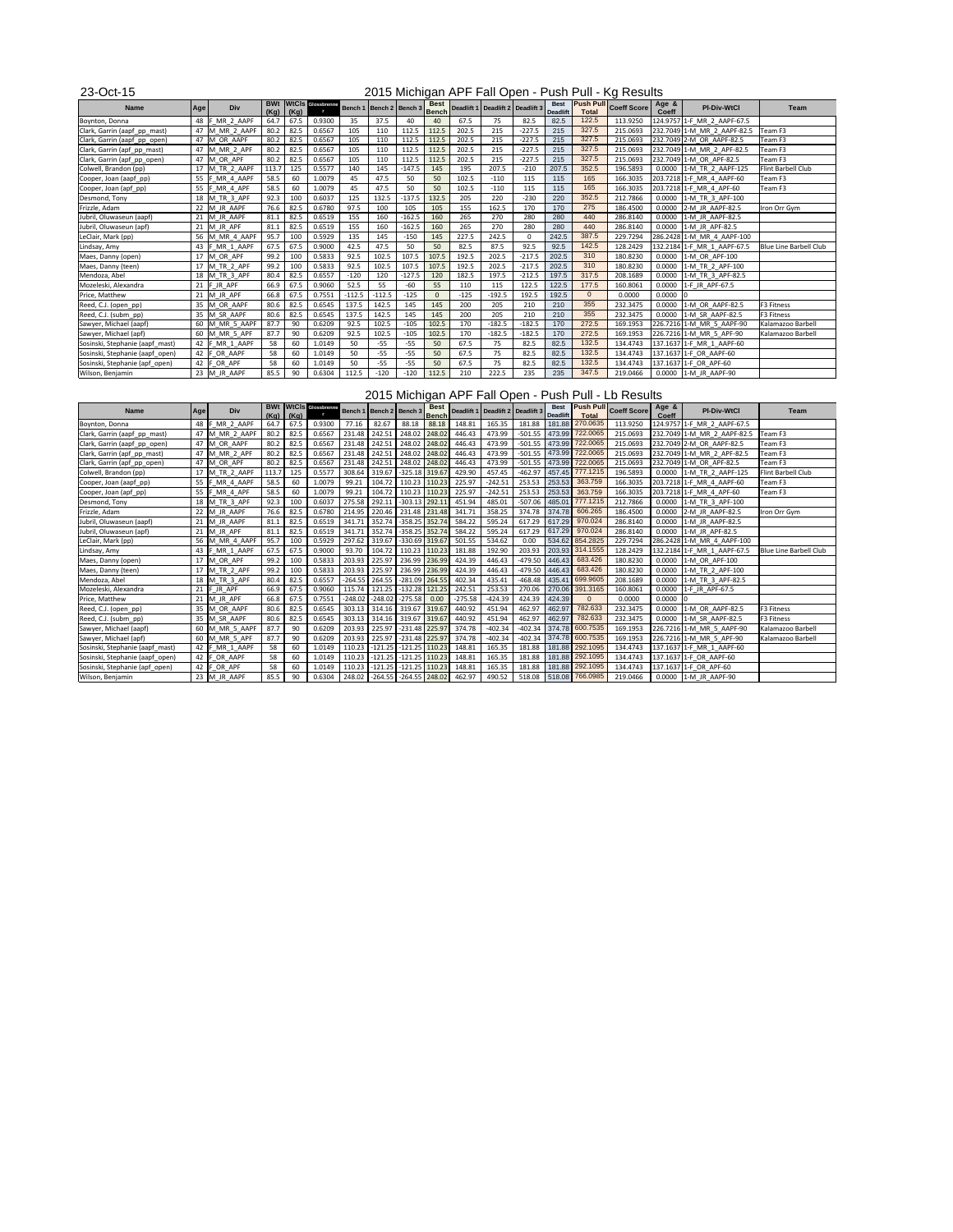23-Oct-15

## 2015 Michigan APF Fall Open - Push Pull - Kg Results

| Name | Age | Div | BWt (Kg) | WtCls (Kg) | Glossbrenner | Bench 1 | Bench 2 | Bench 3 | Best Bench | Deadlift 1 | Deadlift 2 | Deadlift 3 | Best Deadlift | Push Pull Total | Coeff Score | Age & Coeff | Pl-Div-WtCl | Team |
|---|---|---|---|---|---|---|---|---|---|---|---|---|---|---|---|---|---|---|
| Boynton, Donna | 48 | F_MR_2_AAPF | 64.7 | 67.5 | 0.9300 | 35 | 37.5 | 40 | 40 | 67.5 | 75 | 82.5 | 82.5 | 122.5 | 113.9250 | 124.9757 | 1-F_MR_2_AAPF-67.5 | |
| Clark, Garrin (aapf_pp_mast) | 47 | M_MR_2_AAPF | 80.2 | 82.5 | 0.6567 | 105 | 110 | 112.5 | 112.5 | 202.5 | 215 | -227.5 | 215 | 327.5 | 215.0693 | 232.7049 | 1-M_MR_2_AAPF-82.5 | Team F3 |
| Clark, Garrin (aapf_pp_open) | 47 | M_OR_AAPF | 80.2 | 82.5 | 0.6567 | 105 | 110 | 112.5 | 112.5 | 202.5 | 215 | -227.5 | 215 | 327.5 | 215.0693 | 232.7049 | 2-M_OR_AAPF-82.5 | Team F3 |
| Clark, Garrin (apf_pp_mast) | 47 | M_MR_2_APF | 80.2 | 82.5 | 0.6567 | 105 | 110 | 112.5 | 112.5 | 202.5 | 215 | -227.5 | 215 | 327.5 | 215.0693 | 232.7049 | 1-M_MR_2_APF-82.5 | Team F3 |
| Clark, Garrin (apf_pp_open) | 47 | M_OR_APF | 80.2 | 82.5 | 0.6567 | 105 | 110 | 112.5 | 112.5 | 202.5 | 215 | -227.5 | 215 | 327.5 | 215.0693 | 232.7049 | 1-M_OR_APF-82.5 | Team F3 |
| Colwell, Brandon (pp) | 17 | M_TR_2_AAPF | 113.7 | 125 | 0.5577 | 140 | 145 | -147.5 | 145 | 195 | 207.5 | -210 | 207.5 | 352.5 | 196.5893 | 0.0000 | 1-M_TR_2_AAPF-125 | Flint Barbell Club |
| Cooper, Joan (aapf_pp) | 55 | F_MR_4_AAPF | 58.5 | 60 | 1.0079 | 45 | 47.5 | 50 | 50 | 102.5 | -110 | 115 | 115 | 165 | 166.3035 | 203.7218 | 1-F_MR_4_AAPF-60 | Team F3 |
| Cooper, Joan (apf_pp) | 55 | F_MR_4_APF | 58.5 | 60 | 1.0079 | 45 | 47.5 | 50 | 50 | 102.5 | -110 | 115 | 115 | 165 | 166.3035 | 203.7218 | 1-F_MR_4_APF-60 | Team F3 |
| Desmond, Tony | 18 | M_TR_3_APF | 92.3 | 100 | 0.6037 | 125 | 132.5 | -137.5 | 132.5 | 205 | 220 | -230 | 220 | 352.5 | 212.7866 | 0.0000 | 1-M_TR_3_APF-100 | |
| Frizzle, Adam | 22 | M_JR_AAPF | 76.6 | 82.5 | 0.6780 | 97.5 | 100 | 105 | 105 | 155 | 162.5 | 170 | 170 | 275 | 186.4500 | 0.0000 | 2-M_JR_AAPF-82.5 | Iron Orr Gym |
| Jubril, Oluwaseun (aapf) | 21 | M_JR_AAPF | 81.1 | 82.5 | 0.6519 | 155 | 160 | -162.5 | 160 | 265 | 270 | 280 | 280 | 440 | 286.8140 | 0.0000 | 1-M_JR_AAPF-82.5 | |
| Jubril, Oluwaseun (apf) | 21 | M_JR_APF | 81.1 | 82.5 | 0.6519 | 155 | 160 | -162.5 | 160 | 265 | 270 | 280 | 280 | 440 | 286.8140 | 0.0000 | 1-M_JR_APF-82.5 | |
| LeClair, Mark (pp) | 56 | M_MR_4_AAPF | 95.7 | 100 | 0.5929 | 135 | 145 | -150 | 145 | 227.5 | 242.5 | 0 | 242.5 | 387.5 | 229.7294 | 286.2428 | 1-M_MR_4_AAPF-100 | |
| Lindsay, Amy | 43 | F_MR_1_AAPF | 67.5 | 67.5 | 0.9000 | 42.5 | 47.5 | 50 | 50 | 82.5 | 87.5 | 92.5 | 92.5 | 142.5 | 128.2429 | 132.2184 | 1-F_MR_1_AAPF-67.5 | Blue Line Barbell Club |
| Maes, Danny (open) | 17 | M_OR_APF | 99.2 | 100 | 0.5833 | 92.5 | 102.5 | 107.5 | 107.5 | 192.5 | 202.5 | -217.5 | 202.5 | 310 | 180.8230 | 0.0000 | 1-M_OR_APF-100 | |
| Maes, Danny (teen) | 17 | M_TR_2_APF | 99.2 | 100 | 0.5833 | 92.5 | 102.5 | 107.5 | 107.5 | 192.5 | 202.5 | -217.5 | 202.5 | 310 | 180.8230 | 0.0000 | 1-M_TR_2_APF-100 | |
| Mendoza, Abel | 18 | M_TR_3_APF | 80.4 | 82.5 | 0.6557 | -120 | 120 | -127.5 | 120 | 182.5 | 197.5 | -212.5 | 197.5 | 317.5 | 208.1689 | 0.0000 | 1-M_TR_3_APF-82.5 | |
| Mozeleski, Alexandra | 21 | F_JR_APF | 66.9 | 67.5 | 0.9060 | 52.5 | 55 | -60 | 55 | 110 | 115 | 122.5 | 122.5 | 177.5 | 160.8061 | 0.0000 | 1-F_JR_APF-67.5 | |
| Price, Matthew | 21 | M_JR_APF | 66.8 | 67.5 | 0.7551 | -112.5 | -112.5 | -125 | 0 | -125 | -192.5 | 192.5 | 192.5 | 0 | 0.0000 | 0.0000 | 0 | |
| Reed, C.J. (open_pp) | 35 | M_OR_AAPF | 80.6 | 82.5 | 0.6545 | 137.5 | 142.5 | 145 | 145 | 200 | 205 | 210 | 210 | 355 | 232.3475 | 0.0000 | 1-M_OR_AAPF-82.5 | F3 Fitness |
| Reed, C.J. (subm_pp) | 35 | M_SR_AAPF | 80.6 | 82.5 | 0.6545 | 137.5 | 142.5 | 145 | 145 | 200 | 205 | 210 | 210 | 355 | 232.3475 | 0.0000 | 1-M_SR_AAPF-82.5 | F3 Fitness |
| Sawyer, Michael (aapf) | 60 | M_MR_5_AAPF | 87.7 | 90 | 0.6209 | 92.5 | 102.5 | -105 | 102.5 | 170 | -182.5 | -182.5 | 170 | 272.5 | 169.1953 | 226.7216 | 1-M_MR_5_AAPF-90 | Kalamazoo Barbell |
| Sawyer, Michael (apf) | 60 | M_MR_5_APF | 87.7 | 90 | 0.6209 | 92.5 | 102.5 | -105 | 102.5 | 170 | -182.5 | -182.5 | 170 | 272.5 | 169.1953 | 226.7216 | 1-M_MR_5_APF-90 | Kalamazoo Barbell |
| Sosinski, Stephanie (aapf_mast) | 42 | F_MR_1_AAPF | 58 | 60 | 1.0149 | 50 | -55 | -55 | 50 | 67.5 | 75 | 82.5 | 82.5 | 132.5 | 134.4743 | 137.1637 | 1-F_MR_1_AAPF-60 | |
| Sosinski, Stephanie (aapf_open) | 42 | F_OR_AAPF | 58 | 60 | 1.0149 | 50 | -55 | -55 | 50 | 67.5 | 75 | 82.5 | 82.5 | 132.5 | 134.4743 | 137.1637 | 1-F_OR_AAPF-60 | |
| Sosinski, Stephanie (apf_open) | 42 | F_OR_APF | 58 | 60 | 1.0149 | 50 | -55 | -55 | 50 | 67.5 | 75 | 82.5 | 82.5 | 132.5 | 134.4743 | 137.1637 | 1-F_OR_APF-60 | |
| Wilson, Benjamin | 23 | M_JR_AAPF | 85.5 | 90 | 0.6304 | 112.5 | -120 | -120 | 112.5 | 210 | 222.5 | 235 | 235 | 347.5 | 219.0466 | 0.0000 | 1-M_JR_AAPF-90 | |

## 2015 Michigan APF Fall Open - Push Pull - Lb Results

| Name | Age | Div | BWt (Kg) | WtCls (Kg) | Glossbrenner | Bench 1 | Bench 2 | Bench 3 | Best Bench | Deadlift 1 | Deadlift 2 | Deadlift 3 | Best Deadlift | Push Pull Total | Coeff Score | Age & Coeff | Pl-Div-WtCl | Team |
|---|---|---|---|---|---|---|---|---|---|---|---|---|---|---|---|---|---|---|
| Boynton, Donna | 48 | F_MR_2_AAPF | 64.7 | 67.5 | 0.9300 | 77.16 | 82.67 | 88.18 | 88.18 | 148.81 | 165.35 | 181.88 | 181.88 | 270.0635 | 113.9250 | 124.9757 | 1-F_MR_2_AAPF-67.5 | |
| Clark, Garrin (aapf_pp_mast) | 47 | M_MR_2_AAPF | 80.2 | 82.5 | 0.6567 | 231.48 | 242.51 | 248.02 | 248.02 | 446.43 | 473.99 | -501.55 | 473.99 | 722.0065 | 215.0693 | 232.7049 | 1-M_MR_2_AAPF-82.5 | Team F3 |
| Clark, Garrin (aapf_pp_open) | 47 | M_OR_AAPF | 80.2 | 82.5 | 0.6567 | 231.48 | 242.51 | 248.02 | 248.02 | 446.43 | 473.99 | -501.55 | 473.99 | 722.0065 | 215.0693 | 232.7049 | 2-M_OR_AAPF-82.5 | Team F3 |
| Clark, Garrin (apf_pp_mast) | 47 | M_MR_2_APF | 80.2 | 82.5 | 0.6567 | 231.48 | 242.51 | 248.02 | 248.02 | 446.43 | 473.99 | -501.55 | 473.99 | 722.0065 | 215.0693 | 232.7049 | 1-M_MR_2_APF-82.5 | Team F3 |
| Clark, Garrin (apf_pp_open) | 47 | M_OR_APF | 80.2 | 82.5 | 0.6567 | 231.48 | 242.51 | 248.02 | 248.02 | 446.43 | 473.99 | -501.55 | 473.99 | 722.0065 | 215.0693 | 232.7049 | 1-M_OR_APF-82.5 | Team F3 |
| Colwell, Brandon (pp) | 17 | M_TR_2_AAPF | 113.7 | 125 | 0.5577 | 308.64 | 319.67 | -325.18 | 319.67 | 429.90 | 457.45 | -462.97 | 457.45 | 777.1215 | 196.5893 | 0.0000 | 1-M_TR_2_AAPF-125 | Flint Barbell Club |
| Cooper, Joan (aapf_pp) | 55 | F_MR_4_AAPF | 58.5 | 60 | 1.0079 | 99.21 | 104.72 | 110.23 | 110.23 | 225.97 | -242.51 | 253.53 | 253.53 | 363.759 | 166.3035 | 203.7218 | 1-F_MR_4_AAPF-60 | Team F3 |
| Cooper, Joan (apf_pp) | 55 | F_MR_4_APF | 58.5 | 60 | 1.0079 | 99.21 | 104.72 | 110.23 | 110.23 | 225.97 | -242.51 | 253.53 | 253.53 | 363.759 | 166.3035 | 203.7218 | 1-F_MR_4_APF-60 | Team F3 |
| Desmond, Tony | 18 | M_TR_3_APF | 92.3 | 100 | 0.6037 | 275.58 | 292.11 | -303.13 | 292.11 | 451.94 | 485.01 | -507.06 | 485.01 | 777.1215 | 212.7866 | 0.0000 | 1-M_TR_3_APF-100 | |
| Frizzle, Adam | 22 | M_JR_AAPF | 76.6 | 82.5 | 0.6780 | 214.95 | 220.46 | 231.48 | 231.48 | 341.71 | 358.25 | 374.78 | 374.78 | 606.265 | 186.4500 | 0.0000 | 2-M_JR_AAPF-82.5 | Iron Orr Gym |
| Jubril, Oluwaseun (aapf) | 21 | M_JR_AAPF | 81.1 | 82.5 | 0.6519 | 341.71 | 352.74 | -358.25 | 352.74 | 584.22 | 595.24 | 617.29 | 617.29 | 970.024 | 286.8140 | 0.0000 | 1-M_JR_AAPF-82.5 | |
| Jubril, Oluwaseun (apf) | 21 | M_JR_APF | 81.1 | 82.5 | 0.6519 | 341.71 | 352.74 | -358.25 | 352.74 | 584.22 | 595.24 | 617.29 | 617.29 | 970.024 | 286.8140 | 0.0000 | 1-M_JR_APF-82.5 | |
| LeClair, Mark (pp) | 56 | M_MR_4_AAPF | 95.7 | 100 | 0.5929 | 297.62 | 319.67 | -330.69 | 319.67 | 501.55 | 534.62 | 0.00 | 534.62 | 854.2825 | 229.7294 | 286.2428 | 1-M_MR_4_AAPF-100 | |
| Lindsay, Amy | 43 | F_MR_1_AAPF | 67.5 | 67.5 | 0.9000 | 93.70 | 104.72 | 110.23 | 110.23 | 181.88 | 192.90 | 203.93 | 203.93 | 314.1555 | 128.2429 | 132.2184 | 1-F_MR_1_AAPF-67.5 | Blue Line Barbell Club |
| Maes, Danny (open) | 17 | M_OR_APF | 99.2 | 100 | 0.5833 | 203.93 | 225.97 | 236.99 | 236.99 | 424.39 | 446.43 | -479.50 | 446.43 | 683.426 | 180.8230 | 0.0000 | 1-M_OR_APF-100 | |
| Maes, Danny (teen) | 17 | M_TR_2_APF | 99.2 | 100 | 0.5833 | 203.93 | 225.97 | 236.99 | 236.99 | 424.39 | 446.43 | -479.50 | 446.43 | 683.426 | 180.8230 | 0.0000 | 1-M_TR_2_APF-100 | |
| Mendoza, Abel | 18 | M_TR_3_APF | 80.4 | 82.5 | 0.6557 | -264.55 | 264.55 | -281.09 | 264.55 | 402.34 | 435.41 | -468.48 | 435.41 | 699.9605 | 208.1689 | 0.0000 | 1-M_TR_3_APF-82.5 | |
| Mozeleski, Alexandra | 21 | F_JR_APF | 66.9 | 67.5 | 0.9060 | 115.74 | 121.25 | -132.28 | 121.25 | 242.51 | 253.53 | 270.06 | 270.06 | 391.3165 | 160.8061 | 0.0000 | 1-F_JR_APF-67.5 | |
| Price, Matthew | 21 | M_JR_APF | 66.8 | 67.5 | 0.7551 | -248.02 | -248.02 | -275.58 | 0.00 | -275.58 | -424.39 | 424.39 | 424.39 | 0 | 0.0000 | 0.0000 | 0 | |
| Reed, C.J. (open_pp) | 35 | M_OR_AAPF | 80.6 | 82.5 | 0.6545 | 303.13 | 314.16 | 319.67 | 319.67 | 440.92 | 451.94 | 462.97 | 462.97 | 782.633 | 232.3475 | 0.0000 | 1-M_OR_AAPF-82.5 | F3 Fitness |
| Reed, C.J. (subm_pp) | 35 | M_SR_AAPF | 80.6 | 82.5 | 0.6545 | 303.13 | 314.16 | 319.67 | 319.67 | 440.92 | 451.94 | 462.97 | 462.97 | 782.633 | 232.3475 | 0.0000 | 1-M_SR_AAPF-82.5 | F3 Fitness |
| Sawyer, Michael (aapf) | 60 | M_MR_5_AAPF | 87.7 | 90 | 0.6209 | 203.93 | 225.97 | -231.48 | 225.97 | 374.78 | -402.34 | -402.34 | 374.78 | 600.7535 | 169.1953 | 226.7216 | 1-M_MR_5_AAPF-90 | Kalamazoo Barbell |
| Sawyer, Michael (apf) | 60 | M_MR_5_APF | 87.7 | 90 | 0.6209 | 203.93 | 225.97 | -231.48 | 225.97 | 374.78 | -402.34 | -402.34 | 374.78 | 600.7535 | 169.1953 | 226.7216 | 1-M_MR_5_APF-90 | Kalamazoo Barbell |
| Sosinski, Stephanie (aapf_mast) | 42 | F_MR_1_AAPF | 58 | 60 | 1.0149 | 110.23 | -121.25 | -121.25 | 110.23 | 148.81 | 165.35 | 181.88 | 181.88 | 292.1095 | 134.4743 | 137.1637 | 1-F_MR_1_AAPF-60 | |
| Sosinski, Stephanie (aapf_open) | 42 | F_OR_AAPF | 58 | 60 | 1.0149 | 110.23 | -121.25 | -121.25 | 110.23 | 148.81 | 165.35 | 181.88 | 181.88 | 292.1095 | 134.4743 | 137.1637 | 1-F_OR_AAPF-60 | |
| Sosinski, Stephanie (apf_open) | 42 | F_OR_APF | 58 | 60 | 1.0149 | 110.23 | -121.25 | -121.25 | 110.23 | 148.81 | 165.35 | 181.88 | 181.88 | 292.1095 | 134.4743 | 137.1637 | 1-F_OR_APF-60 | |
| Wilson, Benjamin | 23 | M_JR_AAPF | 85.5 | 90 | 0.6304 | 248.02 | -264.55 | -264.55 | 248.02 | 462.97 | 490.52 | 518.08 | 518.08 | 766.0985 | 219.0466 | 0.0000 | 1-M_JR_AAPF-90 | |